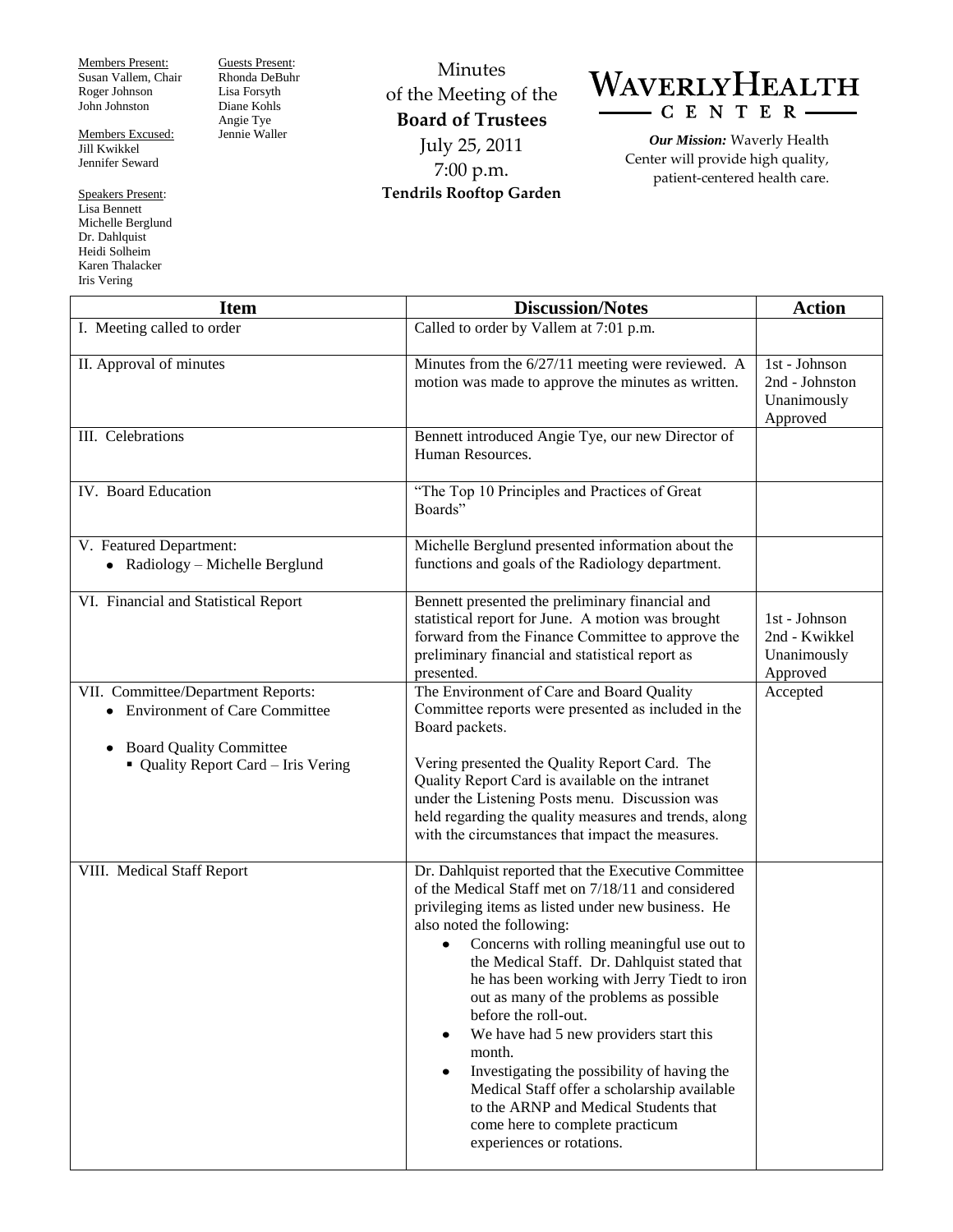Members Present:
Susan Vallem, Chair
Roger Johnson
John Johnston

Members Excused:
Jill Kwikkel
Jennifer Seward

Speakers Present:
Lisa Bennett
Michelle Berglund
Dr. Dahlquist
Heidi Solheim
Karen Thalacker
Iris Vering

Guests Present:
Rhonda DeBuhr
Lisa Forsyth
Diane Kohls
Angie Tye
Jennie Waller

# Minutes of the Meeting of the Board of Trustees

July 25, 2011
7:00 p.m.
**Tendrils Rooftop Garden**

**WAVERLY HEALTH CENTER**

***Our Mission:*** Waverly Health Center will provide high quality, patient-centered health care.

| Item | Discussion/Notes | Action |
|---|---|---|
| I. Meeting called to order | Called to order by Vallem at 7:01 p.m. | |
| II. Approval of minutes | Minutes from the 6/27/11 meeting were reviewed. A motion was made to approve the minutes as written. | 1st - Johnson<br>2nd - Johnston<br>Unanimously Approved |
| III. Celebrations | Bennett introduced Angie Tye, our new Director of Human Resources. | |
| IV. Board Education | "The Top 10 Principles and Practices of Great Boards" | |
| V. Featured Department:<br>• Radiology – Michelle Berglund | Michelle Berglund presented information about the functions and goals of the Radiology department. | |
| VI. Financial and Statistical Report | Bennett presented the preliminary financial and statistical report for June. A motion was brought forward from the Finance Committee to approve the preliminary financial and statistical report as presented. | 1st - Johnson<br>2nd - Kwikkel<br>Unanimously Approved |
| VII. Committee/Department Reports:<br>• Environment of Care Committee<br>• Board Quality Committee<br>  ▪ Quality Report Card – Iris Vering | The Environment of Care and Board Quality Committee reports were presented as included in the Board packets.<br><br>Vering presented the Quality Report Card. The Quality Report Card is available on the intranet under the Listening Posts menu. Discussion was held regarding the quality measures and trends, along with the circumstances that impact the measures. | Accepted |
| VIII. Medical Staff Report | Dr. Dahlquist reported that the Executive Committee of the Medical Staff met on 7/18/11 and considered privileging items as listed under new business. He also noted the following:<br>• Concerns with rolling meaningful use out to the Medical Staff. Dr. Dahlquist stated that he has been working with Jerry Tiedt to iron out as many of the problems as possible before the roll-out.<br>• We have had 5 new providers start this month.<br>• Investigating the possibility of having the Medical Staff offer a scholarship available to the ARNP and Medical Students that come here to complete practicum experiences or rotations. | |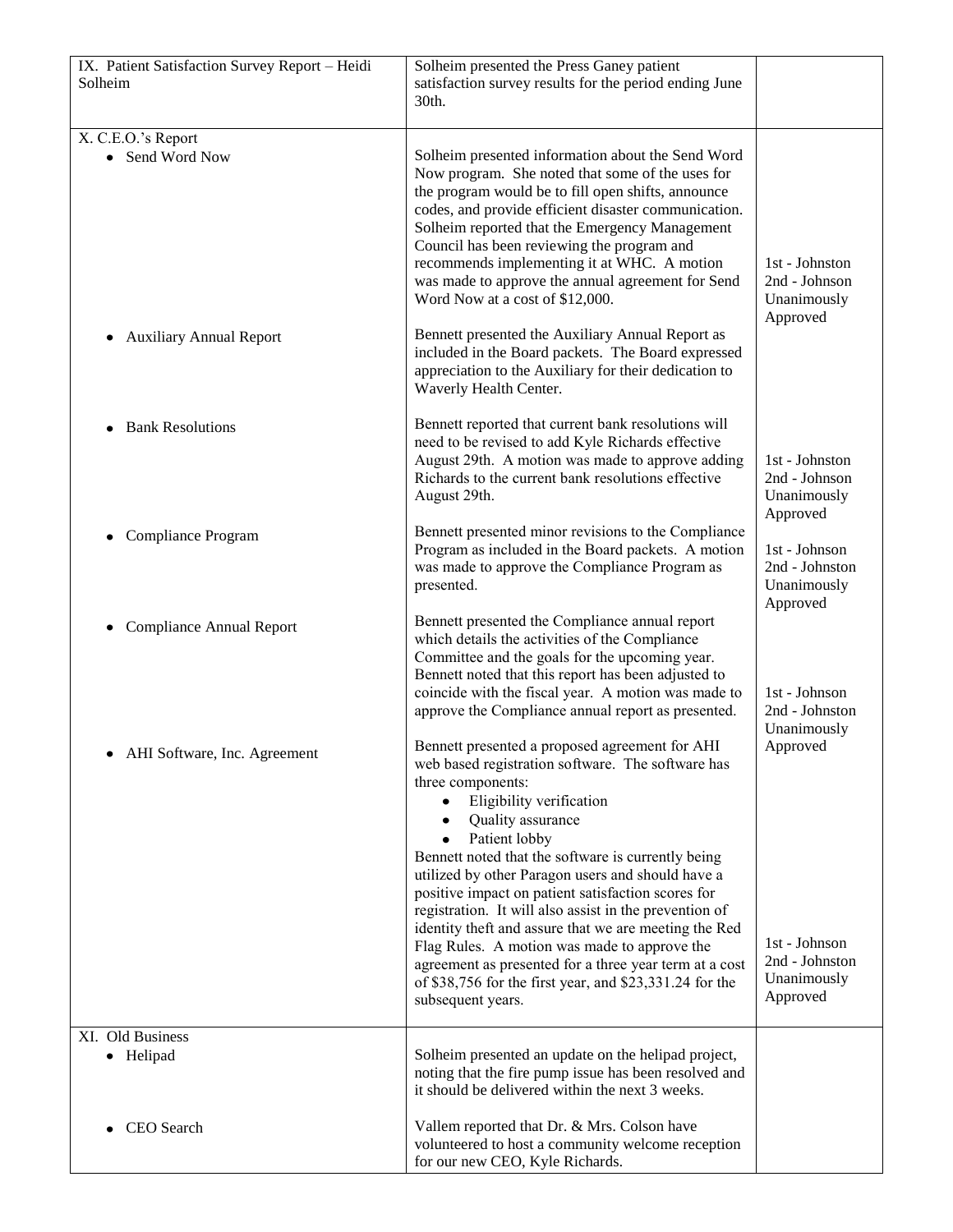| | | |
|---|---|---|
| IX. Patient Satisfaction Survey Report – Heidi Solheim | Solheim presented the Press Ganey patient satisfaction survey results for the period ending June 30th. | |
| X. C.E.O.'s Report<br>• Send Word Now | Solheim presented information about the Send Word Now program. She noted that some of the uses for the program would be to fill open shifts, announce codes, and provide efficient disaster communication. Solheim reported that the Emergency Management Council has been reviewing the program and recommends implementing it at WHC. A motion was made to approve the annual agreement for Send Word Now at a cost of $12,000. | 1st - Johnston<br>2nd - Johnson<br>Unanimously Approved |
| • Auxiliary Annual Report | Bennett presented the Auxiliary Annual Report as included in the Board packets. The Board expressed appreciation to the Auxiliary for their dedication to Waverly Health Center. | |
| • Bank Resolutions | Bennett reported that current bank resolutions will need to be revised to add Kyle Richards effective August 29th. A motion was made to approve adding Richards to the current bank resolutions effective August 29th. | 1st - Johnston<br>2nd - Johnson<br>Unanimously Approved |
| • Compliance Program | Bennett presented minor revisions to the Compliance Program as included in the Board packets. A motion was made to approve the Compliance Program as presented. | 1st - Johnson<br>2nd - Johnston<br>Unanimously Approved |
| • Compliance Annual Report | Bennett presented the Compliance annual report which details the activities of the Compliance Committee and the goals for the upcoming year. Bennett noted that this report has been adjusted to coincide with the fiscal year. A motion was made to approve the Compliance annual report as presented. | 1st - Johnson<br>2nd - Johnston<br>Unanimously Approved |
| • AHI Software, Inc. Agreement | Bennett presented a proposed agreement for AHI web based registration software. The software has three components:<br>• Eligibility verification<br>• Quality assurance<br>• Patient lobby<br>Bennett noted that the software is currently being utilized by other Paragon users and should have a positive impact on patient satisfaction scores for registration. It will also assist in the prevention of identity theft and assure that we are meeting the Red Flag Rules. A motion was made to approve the agreement as presented for a three year term at a cost of $38,756 for the first year, and $23,331.24 for the subsequent years. | 1st - Johnson<br>2nd - Johnston<br>Unanimously Approved |
| XI. Old Business<br>• Helipad | Solheim presented an update on the helipad project, noting that the fire pump issue has been resolved and it should be delivered within the next 3 weeks. | |
| • CEO Search | Vallem reported that Dr. & Mrs. Colson have volunteered to host a community welcome reception for our new CEO, Kyle Richards. | |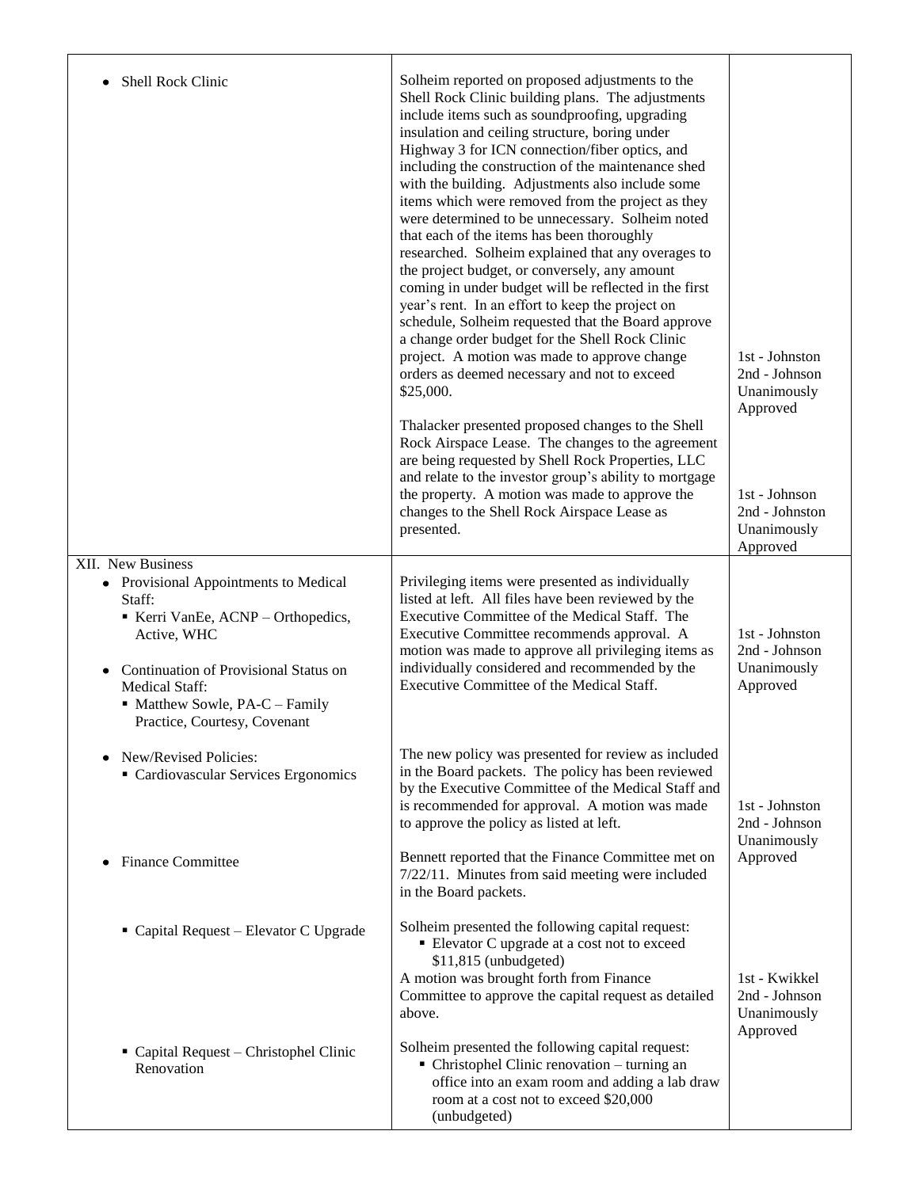| | | |
|---|---|---|
| • Shell Rock Clinic | Solheim reported on proposed adjustments to the Shell Rock Clinic building plans. The adjustments include items such as soundproofing, upgrading insulation and ceiling structure, boring under Highway 3 for ICN connection/fiber optics, and including the construction of the maintenance shed with the building. Adjustments also include some items which were removed from the project as they were determined to be unnecessary. Solheim noted that each of the items has been thoroughly researched. Solheim explained that any overages to the project budget, or conversely, any amount coming in under budget will be reflected in the first year's rent. In an effort to keep the project on schedule, Solheim requested that the Board approve a change order budget for the Shell Rock Clinic project. A motion was made to approve change orders as deemed necessary and not to exceed \$25,000.<br><br>Thalacker presented proposed changes to the Shell Rock Airspace Lease. The changes to the agreement are being requested by Shell Rock Properties, LLC and relate to the investor group's ability to mortgage the property. A motion was made to approve the changes to the Shell Rock Airspace Lease as presented. | 1st - Johnston<br>2nd - Johnson<br>Unanimously Approved<br><br>1st - Johnson<br>2nd - Johnston<br>Unanimously Approved |
| XII. New Business<br>• Provisional Appointments to Medical Staff:<br>▪ Kerri VanEe, ACNP – Orthopedics, Active, WHC<br><br>• Continuation of Provisional Status on Medical Staff:<br>▪ Matthew Sowle, PA-C – Family Practice, Courtesy, Covenant | Privileging items were presented as individually listed at left. All files have been reviewed by the Executive Committee of the Medical Staff. The Executive Committee recommends approval. A motion was made to approve all privileging items as individually considered and recommended by the Executive Committee of the Medical Staff. | 1st - Johnston<br>2nd - Johnson<br>Unanimously Approved |
| • New/Revised Policies:<br>▪ Cardiovascular Services Ergonomics | The new policy was presented for review as included in the Board packets. The policy has been reviewed by the Executive Committee of the Medical Staff and is recommended for approval. A motion was made to approve the policy as listed at left. | 1st - Johnston<br>2nd - Johnson<br>Unanimously Approved |
| • Finance Committee | Bennett reported that the Finance Committee met on 7/22/11. Minutes from said meeting were included in the Board packets. | |
| ▪ Capital Request – Elevator C Upgrade | Solheim presented the following capital request:<br>▪ Elevator C upgrade at a cost not to exceed \$11,815 (unbudgeted)<br>A motion was brought forth from Finance Committee to approve the capital request as detailed above. | 1st - Kwikkel<br>2nd - Johnson<br>Unanimously Approved |
| ▪ Capital Request – Christophel Clinic Renovation | Solheim presented the following capital request:<br>▪ Christophel Clinic renovation – turning an office into an exam room and adding a lab draw room at a cost not to exceed \$20,000 (unbudgeted) | |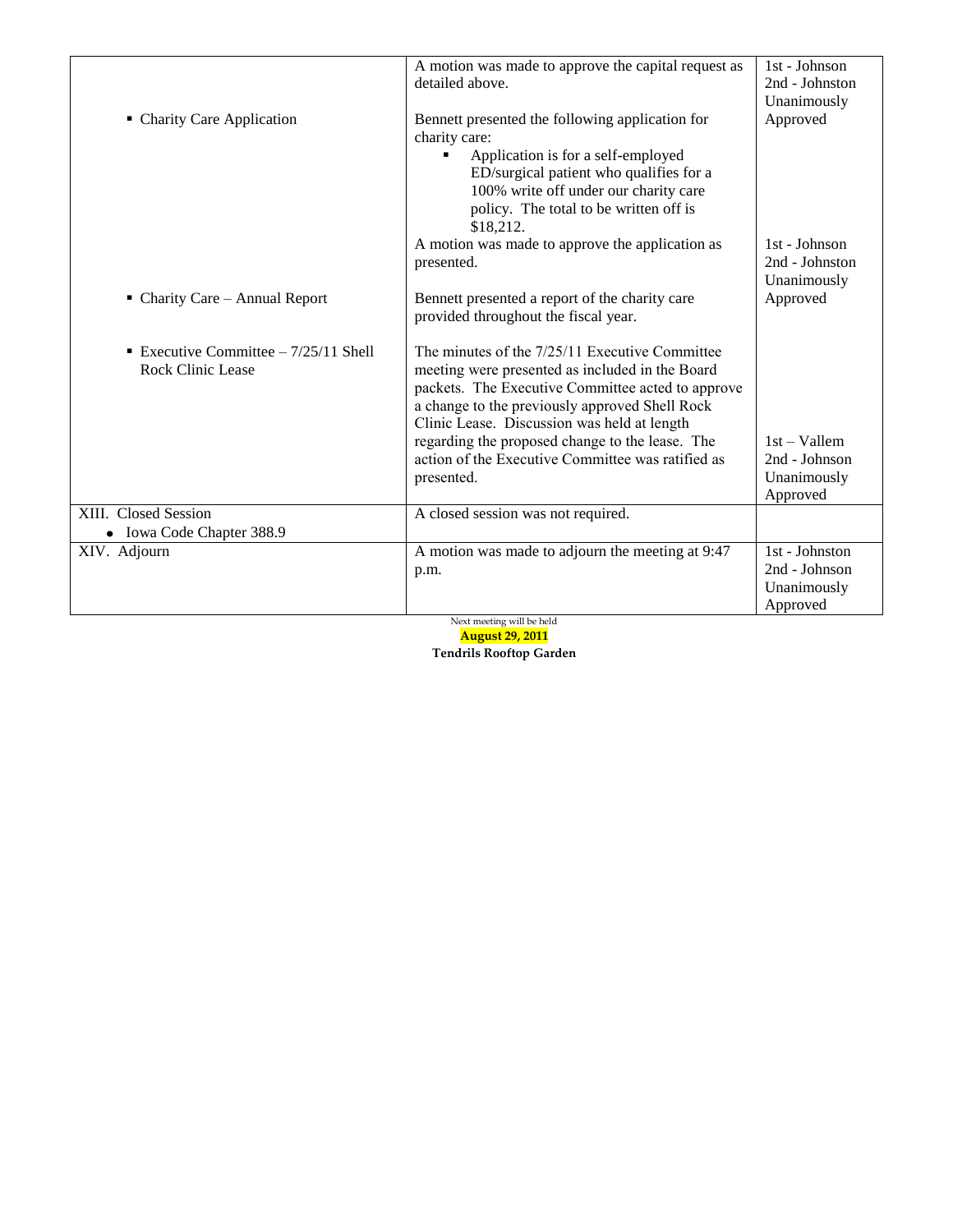| | | |
|---|---|---|
| | A motion was made to approve the capital request as detailed above. | 1st - Johnson<br>2nd - Johnston<br>Unanimously Approved |
| ▪ Charity Care Application | Bennett presented the following application for charity care:<br>▪ Application is for a self-employed ED/surgical patient who qualifies for a 100% write off under our charity care policy. The total to be written off is $18,212.<br>A motion was made to approve the application as presented. | 1st - Johnson<br>2nd - Johnston<br>Unanimously Approved |
| ▪ Charity Care – Annual Report | Bennett presented a report of the charity care provided throughout the fiscal year. | |
| ▪ Executive Committee – 7/25/11 Shell Rock Clinic Lease | The minutes of the 7/25/11 Executive Committee meeting were presented as included in the Board packets. The Executive Committee acted to approve a change to the previously approved Shell Rock Clinic Lease. Discussion was held at length regarding the proposed change to the lease. The action of the Executive Committee was ratified as presented. | 1st – Vallem<br>2nd - Johnson<br>Unanimously Approved |
| XIII. Closed Session<br>• Iowa Code Chapter 388.9 | A closed session was not required. | |
| XIV. Adjourn | A motion was made to adjourn the meeting at 9:47 p.m. | 1st - Johnston<br>2nd - Johnson<br>Unanimously Approved |

Next meeting will be held

**August 29, 2011**

**Tendrils Rooftop Garden**